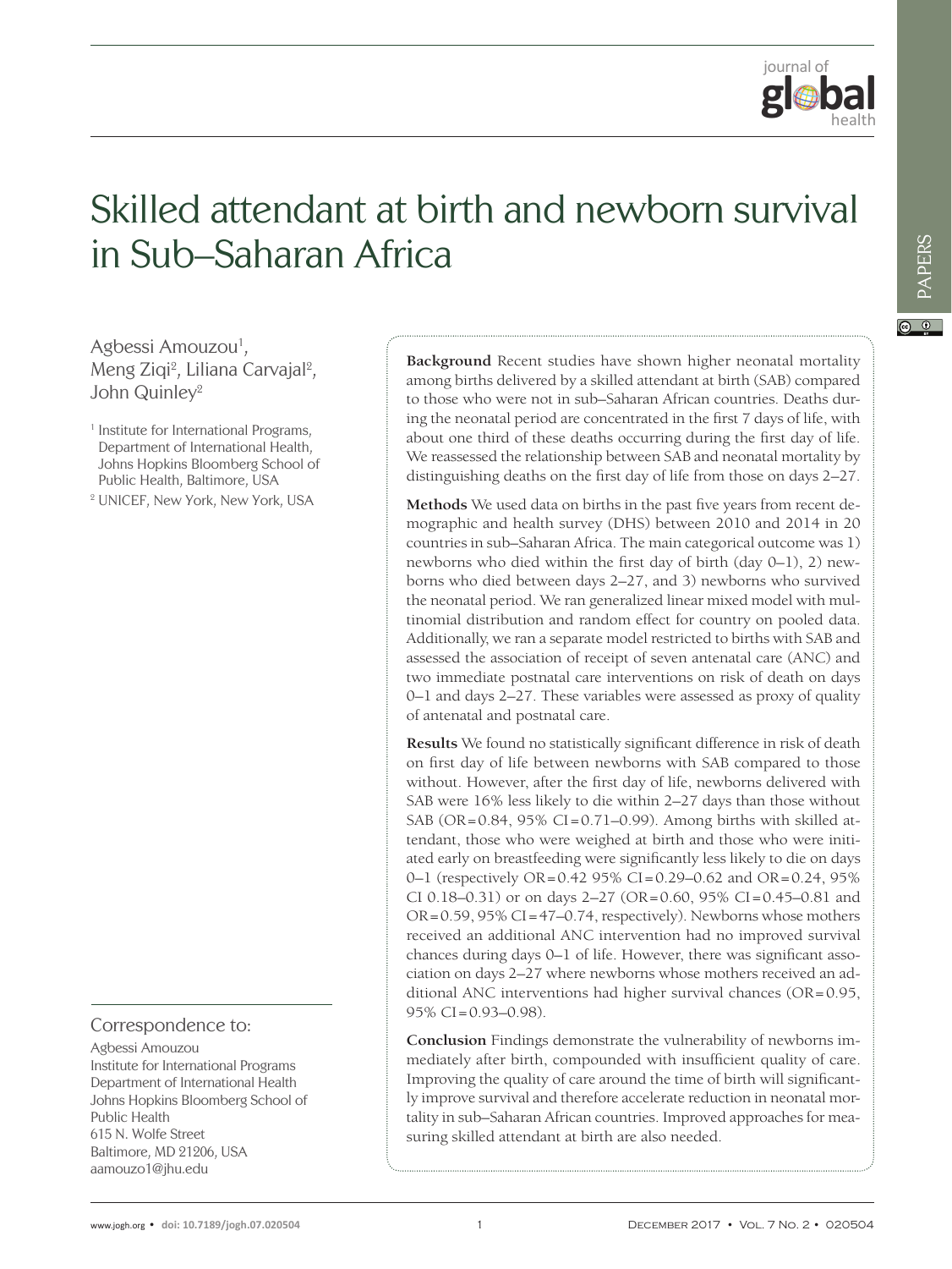# Skilled attendant at birth and newborn survival in Sub–Saharan Africa

Agbessi Amouzou[1], Meng Ziqi[2], Liliana Carvajal[2], John Quinley[2]

[1] Institute for International Programs, Department of International Health, Johns Hopkins Bloomberg School of Public Health, Baltimore, USA

[2] UNICEF, New York, New York, USA

**Background** Recent studies have shown higher neonatal mortality among births delivered by a skilled attendant at birth (SAB) compared to those who were not in sub–Saharan African countries. Deaths during the neonatal period are concentrated in the first 7 days of life, with about one third of these deaths occurring during the first day of life. We reassessed the relationship between SAB and neonatal mortality by distinguishing deaths on the first day of life from those on days 2–27.

**Methods** We used data on births in the past five years from recent demographic and health survey (DHS) between 2010 and 2014 in 20 countries in sub–Saharan Africa. The main categorical outcome was 1) newborns who died within the first day of birth (day 0–1), 2) newborns who died between days 2–27, and 3) newborns who survived the neonatal period. We ran generalized linear mixed model with multinomial distribution and random effect for country on pooled data. Additionally, we ran a separate model restricted to births with SAB and assessed the association of receipt of seven antenatal care (ANC) and two immediate postnatal care interventions on risk of death on days 0–1 and days 2–27. These variables were assessed as proxy of quality of antenatal and postnatal care.

**Results** We found no statistically significant difference in risk of death on first day of life between newborns with SAB compared to those without. However, after the first day of life, newborns delivered with SAB were 16% less likely to die within 2–27 days than those without SAB (OR = 0.84, 95% CI = 0.71–0.99). Among births with skilled attendant, those who were weighed at birth and those who were initiated early on breastfeeding were significantly less likely to die on days 0–1 (respectively OR = 0.42 95% CI = 0.29–0.62 and OR = 0.24, 95% CI 0.18–0.31) or on days 2–27 (OR = 0.60, 95% CI = 0.45–0.81 and OR = 0.59, 95% CI = 47–0.74, respectively). Newborns whose mothers received an additional ANC intervention had no improved survival chances during days 0–1 of life. However, there was significant association on days 2–27 where newborns whose mothers received an additional ANC interventions had higher survival chances (OR = 0.95, 95% CI = 0.93–0.98).

**Conclusion** Findings demonstrate the vulnerability of newborns immediately after birth, compounded with insufficient quality of care. Improving the quality of care around the time of birth will significantly improve survival and therefore accelerate reduction in neonatal mortality in sub–Saharan African countries. Improved approaches for measuring skilled attendant at birth are also needed.

Correspondence to:

Agbessi Amouzou
Institute for International Programs
Department of International Health
Johns Hopkins Bloomberg School of Public Health
615 N. Wolfe Street
Baltimore, MD 21206, USA
aamouzo1@jhu.edu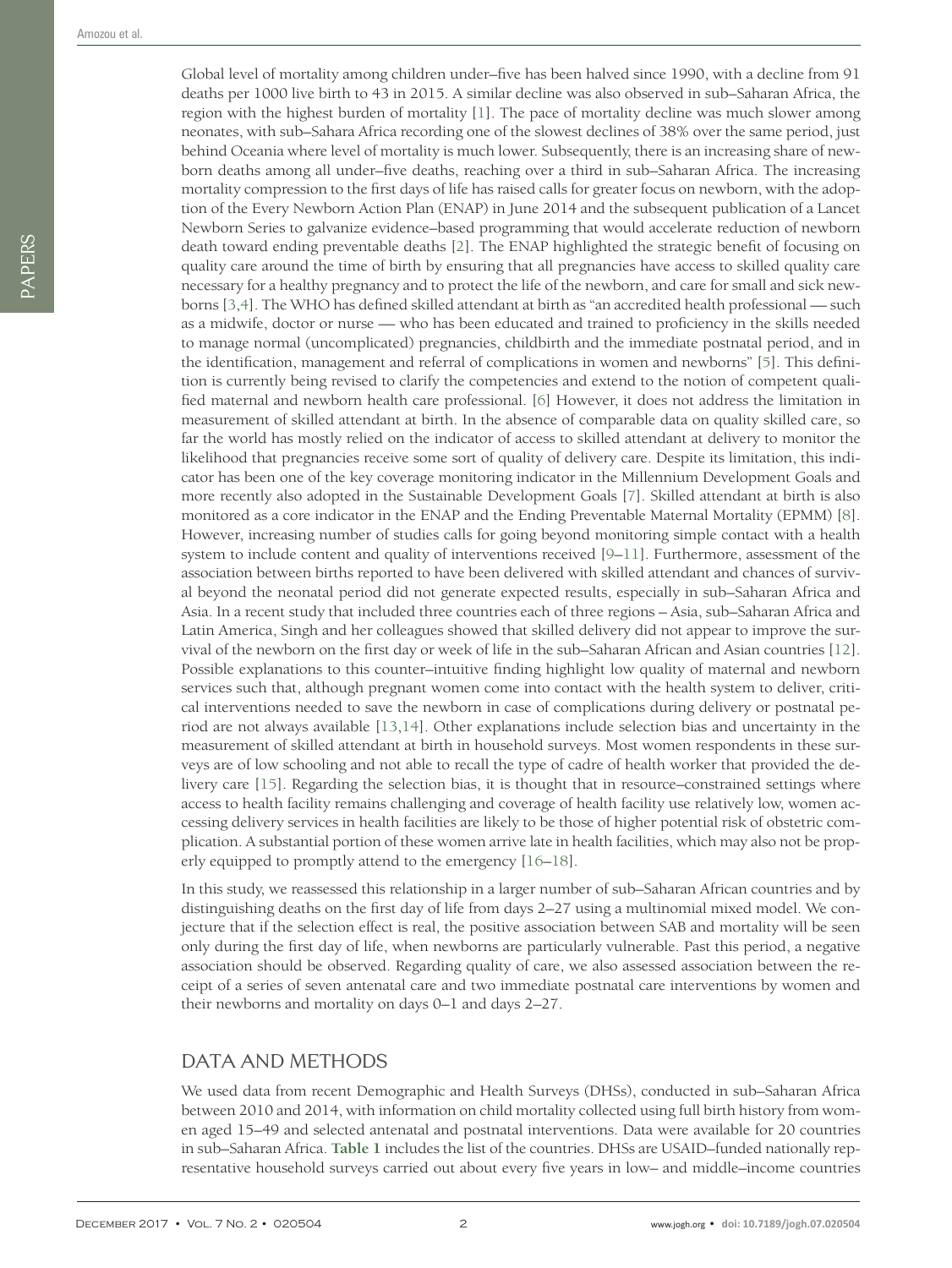Global level of mortality among children under–five has been halved since 1990, with a decline from 91 deaths per 1000 live birth to 43 in 2015. A similar decline was also observed in sub–Saharan Africa, the region with the highest burden of mortality [1]. The pace of mortality decline was much slower among neonates, with sub–Sahara Africa recording one of the slowest declines of 38% over the same period, just behind Oceania where level of mortality is much lower. Subsequently, there is an increasing share of newborn deaths among all under–five deaths, reaching over a third in sub–Saharan Africa. The increasing mortality compression to the first days of life has raised calls for greater focus on newborn, with the adoption of the Every Newborn Action Plan (ENAP) in June 2014 and the subsequent publication of a Lancet Newborn Series to galvanize evidence–based programming that would accelerate reduction of newborn death toward ending preventable deaths [2]. The ENAP highlighted the strategic benefit of focusing on quality care around the time of birth by ensuring that all pregnancies have access to skilled quality care necessary for a healthy pregnancy and to protect the life of the newborn, and care for small and sick newborns [3,4]. The WHO has defined skilled attendant at birth as "an accredited health professional — such as a midwife, doctor or nurse — who has been educated and trained to proficiency in the skills needed to manage normal (uncomplicated) pregnancies, childbirth and the immediate postnatal period, and in the identification, management and referral of complications in women and newborns" [5]. This definition is currently being revised to clarify the competencies and extend to the notion of competent qualified maternal and newborn health care professional. [6] However, it does not address the limitation in measurement of skilled attendant at birth. In the absence of comparable data on quality skilled care, so far the world has mostly relied on the indicator of access to skilled attendant at delivery to monitor the likelihood that pregnancies receive some sort of quality of delivery care. Despite its limitation, this indicator has been one of the key coverage monitoring indicator in the Millennium Development Goals and more recently also adopted in the Sustainable Development Goals [7]. Skilled attendant at birth is also monitored as a core indicator in the ENAP and the Ending Preventable Maternal Mortality (EPMM) [8]. However, increasing number of studies calls for going beyond monitoring simple contact with a health system to include content and quality of interventions received [9–11]. Furthermore, assessment of the association between births reported to have been delivered with skilled attendant and chances of survival beyond the neonatal period did not generate expected results, especially in sub–Saharan Africa and Asia. In a recent study that included three countries each of three regions – Asia, sub–Saharan Africa and Latin America, Singh and her colleagues showed that skilled delivery did not appear to improve the survival of the newborn on the first day or week of life in the sub–Saharan African and Asian countries [12]. Possible explanations to this counter–intuitive finding highlight low quality of maternal and newborn services such that, although pregnant women come into contact with the health system to deliver, critical interventions needed to save the newborn in case of complications during delivery or postnatal period are not always available [13,14]. Other explanations include selection bias and uncertainty in the measurement of skilled attendant at birth in household surveys. Most women respondents in these surveys are of low schooling and not able to recall the type of cadre of health worker that provided the delivery care [15]. Regarding the selection bias, it is thought that in resource–constrained settings where access to health facility remains challenging and coverage of health facility use relatively low, women accessing delivery services in health facilities are likely to be those of higher potential risk of obstetric complication. A substantial portion of these women arrive late in health facilities, which may also not be properly equipped to promptly attend to the emergency [16–18].

In this study, we reassessed this relationship in a larger number of sub–Saharan African countries and by distinguishing deaths on the first day of life from days 2–27 using a multinomial mixed model. We conjecture that if the selection effect is real, the positive association between SAB and mortality will be seen only during the first day of life, when newborns are particularly vulnerable. Past this period, a negative association should be observed. Regarding quality of care, we also assessed association between the receipt of a series of seven antenatal care and two immediate postnatal care interventions by women and their newborns and mortality on days 0–1 and days 2–27.

## DATA AND METHODS

We used data from recent Demographic and Health Surveys (DHSs), conducted in sub–Saharan Africa between 2010 and 2014, with information on child mortality collected using full birth history from women aged 15–49 and selected antenatal and postnatal interventions. Data were available for 20 countries in sub–Saharan Africa. **Table 1** includes the list of the countries. DHSs are USAID–funded nationally representative household surveys carried out about every five years in low– and middle–income countries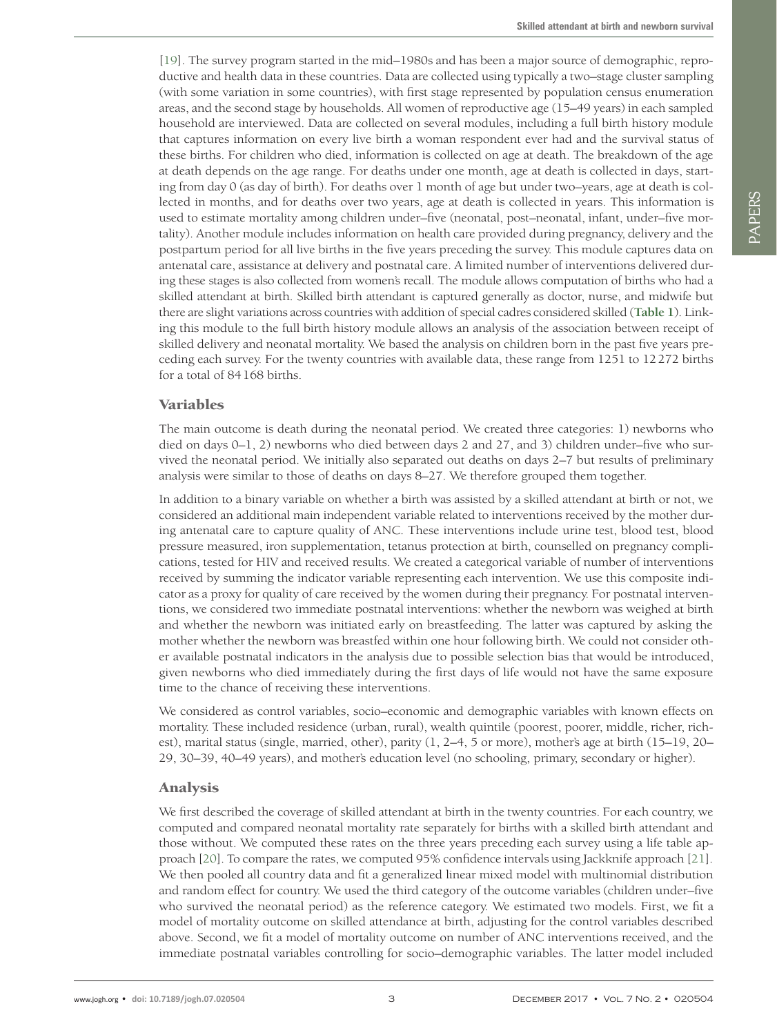[19]. The survey program started in the mid–1980s and has been a major source of demographic, reproductive and health data in these countries. Data are collected using typically a two–stage cluster sampling (with some variation in some countries), with first stage represented by population census enumeration areas, and the second stage by households. All women of reproductive age (15–49 years) in each sampled household are interviewed. Data are collected on several modules, including a full birth history module that captures information on every live birth a woman respondent ever had and the survival status of these births. For children who died, information is collected on age at death. The breakdown of the age at death depends on the age range. For deaths under one month, age at death is collected in days, starting from day 0 (as day of birth). For deaths over 1 month of age but under two–years, age at death is collected in months, and for deaths over two years, age at death is collected in years. This information is used to estimate mortality among children under–five (neonatal, post–neonatal, infant, under–five mortality). Another module includes information on health care provided during pregnancy, delivery and the postpartum period for all live births in the five years preceding the survey. This module captures data on antenatal care, assistance at delivery and postnatal care. A limited number of interventions delivered during these stages is also collected from women's recall. The module allows computation of births who had a skilled attendant at birth. Skilled birth attendant is captured generally as doctor, nurse, and midwife but there are slight variations across countries with addition of special cadres considered skilled (**Table 1**). Linking this module to the full birth history module allows an analysis of the association between receipt of skilled delivery and neonatal mortality. We based the analysis on children born in the past five years preceding each survey. For the twenty countries with available data, these range from 1251 to 12 272 births for a total of 84 168 births.

## Variables

The main outcome is death during the neonatal period. We created three categories: 1) newborns who died on days 0–1, 2) newborns who died between days 2 and 27, and 3) children under–five who survived the neonatal period. We initially also separated out deaths on days 2–7 but results of preliminary analysis were similar to those of deaths on days 8–27. We therefore grouped them together.

In addition to a binary variable on whether a birth was assisted by a skilled attendant at birth or not, we considered an additional main independent variable related to interventions received by the mother during antenatal care to capture quality of ANC. These interventions include urine test, blood test, blood pressure measured, iron supplementation, tetanus protection at birth, counselled on pregnancy complications, tested for HIV and received results. We created a categorical variable of number of interventions received by summing the indicator variable representing each intervention. We use this composite indicator as a proxy for quality of care received by the women during their pregnancy. For postnatal interventions, we considered two immediate postnatal interventions: whether the newborn was weighed at birth and whether the newborn was initiated early on breastfeeding. The latter was captured by asking the mother whether the newborn was breastfed within one hour following birth. We could not consider other available postnatal indicators in the analysis due to possible selection bias that would be introduced, given newborns who died immediately during the first days of life would not have the same exposure time to the chance of receiving these interventions.

We considered as control variables, socio–economic and demographic variables with known effects on mortality. These included residence (urban, rural), wealth quintile (poorest, poorer, middle, richer, richest), marital status (single, married, other), parity (1, 2–4, 5 or more), mother's age at birth (15–19, 20–29, 30–39, 40–49 years), and mother's education level (no schooling, primary, secondary or higher).

## Analysis

We first described the coverage of skilled attendant at birth in the twenty countries. For each country, we computed and compared neonatal mortality rate separately for births with a skilled birth attendant and those without. We computed these rates on the three years preceding each survey using a life table approach [20]. To compare the rates, we computed 95% confidence intervals using Jackknife approach [21]. We then pooled all country data and fit a generalized linear mixed model with multinomial distribution and random effect for country. We used the third category of the outcome variables (children under–five who survived the neonatal period) as the reference category. We estimated two models. First, we fit a model of mortality outcome on skilled attendance at birth, adjusting for the control variables described above. Second, we fit a model of mortality outcome on number of ANC interventions received, and the immediate postnatal variables controlling for socio–demographic variables. The latter model included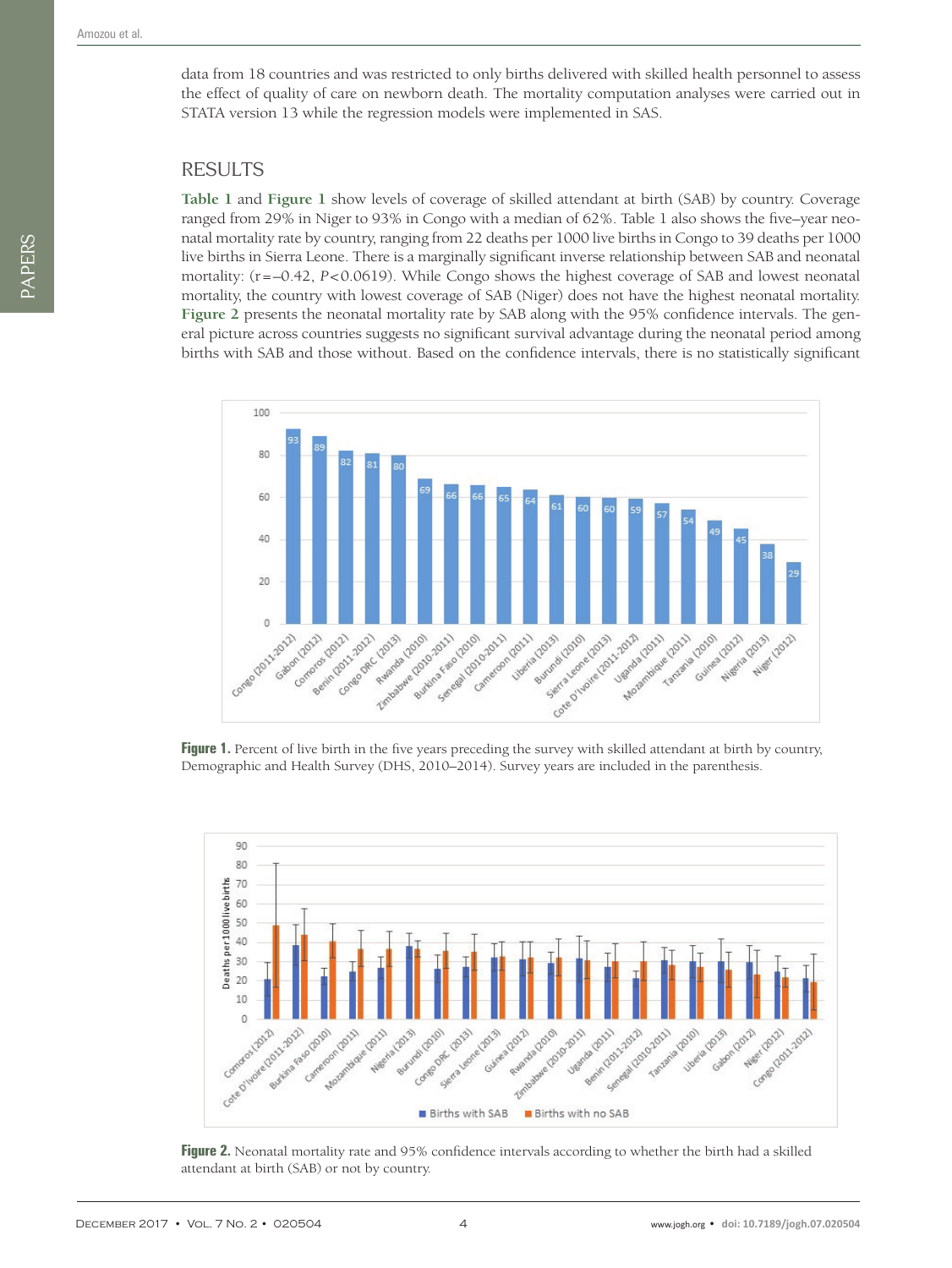data from 18 countries and was restricted to only births delivered with skilled health personnel to assess the effect of quality of care on newborn death. The mortality computation analyses were carried out in STATA version 13 while the regression models were implemented in SAS.

## RESULTS

**Table 1** and **Figure 1** show levels of coverage of skilled attendant at birth (SAB) by country. Coverage ranged from 29% in Niger to 93% in Congo with a median of 62%. Table 1 also shows the five–year neonatal mortality rate by country, ranging from 22 deaths per 1000 live births in Congo to 39 deaths per 1000 live births in Sierra Leone. There is a marginally significant inverse relationship between SAB and neonatal mortality: ($r=-0.42$, $P<0.0619$). While Congo shows the highest coverage of SAB and lowest neonatal mortality, the country with lowest coverage of SAB (Niger) does not have the highest neonatal mortality. **Figure 2** presents the neonatal mortality rate by SAB along with the 95% confidence intervals. The general picture across countries suggests no significant survival advantage during the neonatal period among births with SAB and those without. Based on the confidence intervals, there is no statistically significant

**Figure 1.** Percent of live birth in the five years preceding the survey with skilled attendant at birth by country, Demographic and Health Survey (DHS, 2010–2014). Survey years are included in the parenthesis.

**Figure 2.** Neonatal mortality rate and 95% confidence intervals according to whether the birth had a skilled attendant at birth (SAB) or not by country.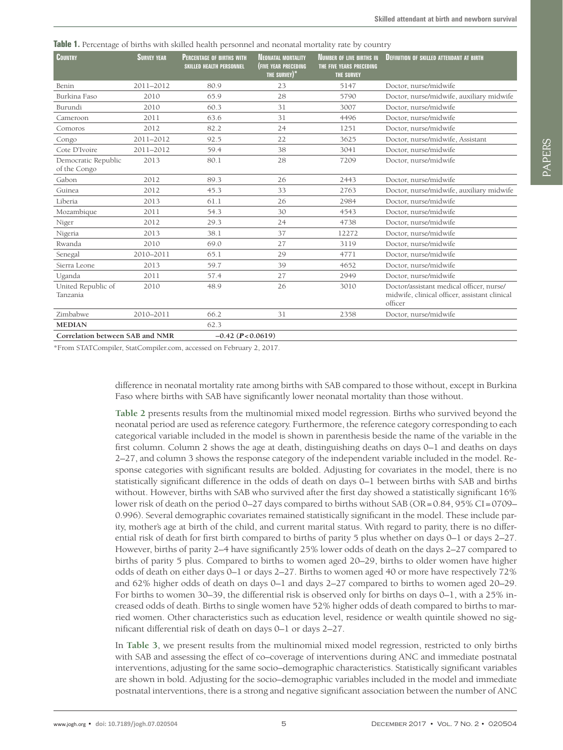**Table 1.** Percentage of births with skilled health personnel and neonatal mortality rate by country

| Country | Survey year | Percentage of births with skilled health personnel | Neonatal mortality (five year preceding the survey)* | Number of live births in the five years preceding the survey | Definition of skilled attendant at birth |
|---|---|---|---|---|---|
| Benin | 2011–2012 | 80.9 | 23 | 5147 | Doctor, nurse/midwife |
| Burkina Faso | 2010 | 65.9 | 28 | 5790 | Doctor, nurse/midwife, auxiliary midwife |
| Burundi | 2010 | 60.3 | 31 | 3007 | Doctor, nurse/midwife |
| Cameroon | 2011 | 63.6 | 31 | 4496 | Doctor, nurse/midwife |
| Comoros | 2012 | 82.2 | 24 | 1251 | Doctor, nurse/midwife |
| Congo | 2011–2012 | 92.5 | 22 | 3625 | Doctor, nurse/midwife, Assistant |
| Cote D'Ivoire | 2011–2012 | 59.4 | 38 | 3041 | Doctor, nurse/midwife |
| Democratic Republic of the Congo | 2013 | 80.1 | 28 | 7209 | Doctor, nurse/midwife |
| Gabon | 2012 | 89.3 | 26 | 2443 | Doctor, nurse/midwife |
| Guinea | 2012 | 45.3 | 33 | 2763 | Doctor, nurse/midwife, auxiliary midwife |
| Liberia | 2013 | 61.1 | 26 | 2984 | Doctor, nurse/midwife |
| Mozambique | 2011 | 54.3 | 30 | 4543 | Doctor, nurse/midwife |
| Niger | 2012 | 29.3 | 24 | 4738 | Doctor, nurse/midwife |
| Nigeria | 2013 | 38.1 | 37 | 12272 | Doctor, nurse/midwife |
| Rwanda | 2010 | 69.0 | 27 | 3119 | Doctor, nurse/midwife |
| Senegal | 2010–2011 | 65.1 | 29 | 4771 | Doctor, nurse/midwife |
| Sierra Leone | 2013 | 59.7 | 39 | 4652 | Doctor, nurse/midwife |
| Uganda | 2011 | 57.4 | 27 | 2949 | Doctor, nurse/midwife |
| United Republic of Tanzania | 2010 | 48.9 | 26 | 3010 | Doctor/assistant medical officer, nurse/midwife, clinical officer, assistant clinical officer |
| Zimbabwe | 2010–2011 | 66.2 | 31 | 2358 | Doctor, nurse/midwife |
| **MEDIAN** | | 62.3 | | | |
| **Correlation between SAB and NMR** | | −0.42 (***P*** < 0.0619) | | | |

*From STATCompiler, StatCompiler.com, accessed on February 2, 2017.

difference in neonatal mortality rate among births with SAB compared to those without, except in Burkina Faso where births with SAB have significantly lower neonatal mortality than those without.

**Table 2** presents results from the multinomial mixed model regression. Births who survived beyond the neonatal period are used as reference category. Furthermore, the reference category corresponding to each categorical variable included in the model is shown in parenthesis beside the name of the variable in the first column. Column 2 shows the age at death, distinguishing deaths on days 0–1 and deaths on days 2–27, and column 3 shows the response category of the independent variable included in the model. Response categories with significant results are bolded. Adjusting for covariates in the model, there is no statistically significant difference in the odds of death on days 0–1 between births with SAB and births without. However, births with SAB who survived after the first day showed a statistically significant 16% lower risk of death on the period 0–27 days compared to births without SAB (OR = 0.84, 95% CI = 0709–0.996). Several demographic covariates remained statistically significant in the model. These include parity, mother's age at birth of the child, and current marital status. With regard to parity, there is no differential risk of death for first birth compared to births of parity 5 plus whether on days 0–1 or days 2–27. However, births of parity 2–4 have significantly 25% lower odds of death on the days 2–27 compared to births of parity 5 plus. Compared to births to women aged 20–29, births to older women have higher odds of death on either days 0–1 or days 2–27. Births to women aged 40 or more have respectively 72% and 62% higher odds of death on days 0–1 and days 2–27 compared to births to women aged 20–29. For births to women 30–39, the differential risk is observed only for births on days 0–1, with a 25% increased odds of death. Births to single women have 52% higher odds of death compared to births to married women. Other characteristics such as education level, residence or wealth quintile showed no significant differential risk of death on days 0–1 or days 2–27.

In **Table 3**, we present results from the multinomial mixed model regression, restricted to only births with SAB and assessing the effect of co–coverage of interventions during ANC and immediate postnatal interventions, adjusting for the same socio–demographic characteristics. Statistically significant variables are shown in bold. Adjusting for the socio–demographic variables included in the model and immediate postnatal interventions, there is a strong and negative significant association between the number of ANC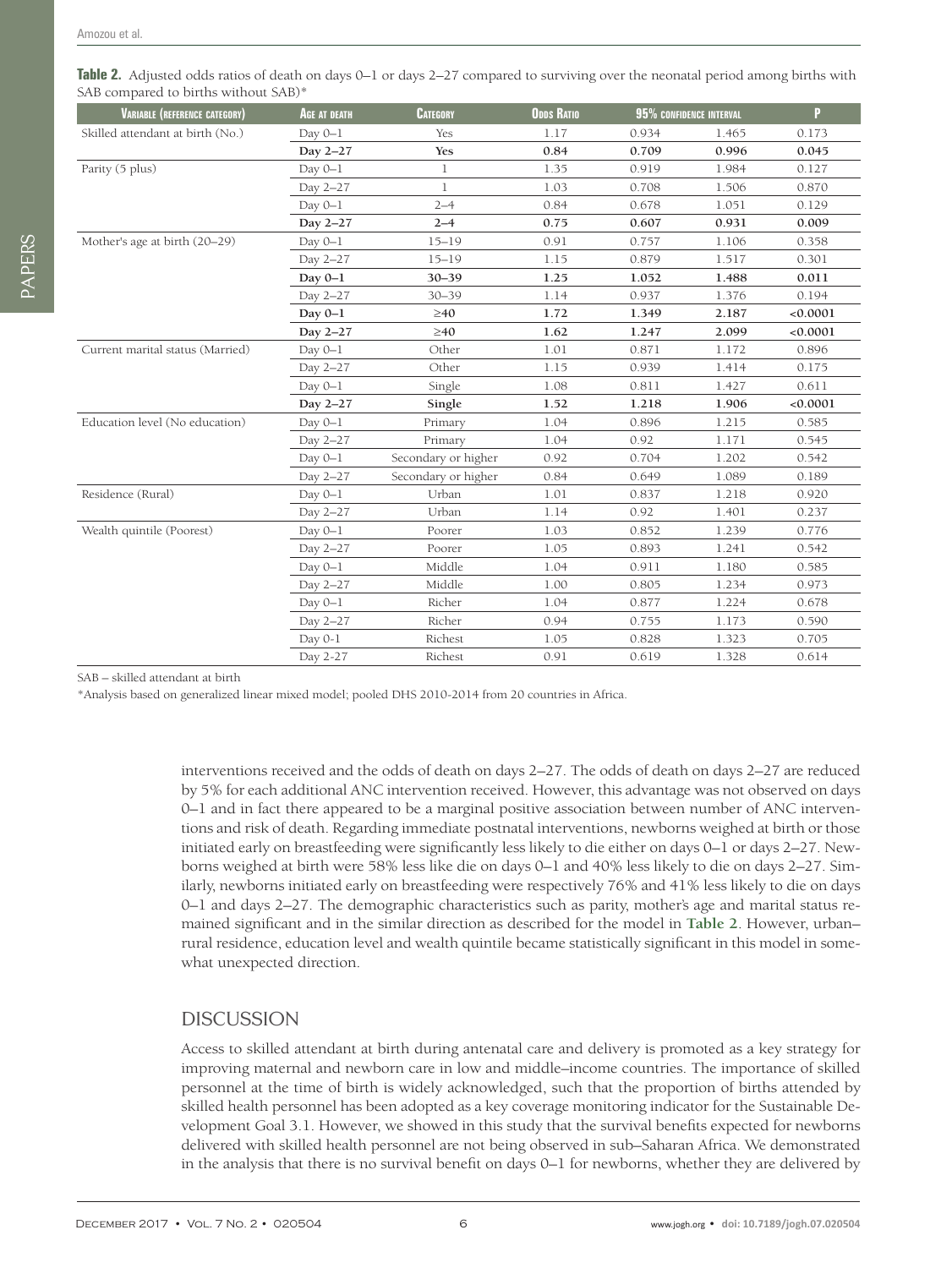**Table 2.** Adjusted odds ratios of death on days 0–1 or days 2–27 compared to surviving over the neonatal period among births with SAB compared to births without SAB)*

| Variable (reference category) | Age at death | Category | Odds Ratio | 95% confidence interval | | P |
|---|---|---|---|---|---|---|
| Skilled attendant at birth (No.) | Day 0–1 | Yes | 1.17 | 0.934 | 1.465 | 0.173 |
| | **Day 2–27** | **Yes** | **0.84** | **0.709** | **0.996** | **0.045** |
| Parity (5 plus) | Day 0–1 | 1 | 1.35 | 0.919 | 1.984 | 0.127 |
| | Day 2–27 | 1 | 1.03 | 0.708 | 1.506 | 0.870 |
| | Day 0–1 | 2–4 | 0.84 | 0.678 | 1.051 | 0.129 |
| | **Day 2–27** | **2–4** | **0.75** | **0.607** | **0.931** | **0.009** |
| Mother's age at birth (20–29) | Day 0–1 | 15–19 | 0.91 | 0.757 | 1.106 | 0.358 |
| | Day 2–27 | 15–19 | 1.15 | 0.879 | 1.517 | 0.301 |
| | **Day 0–1** | **30–39** | **1.25** | **1.052** | **1.488** | **0.011** |
| | Day 2–27 | 30–39 | 1.14 | 0.937 | 1.376 | 0.194 |
| | **Day 0–1** | **≥40** | **1.72** | **1.349** | **2.187** | **<0.0001** |
| | **Day 2–27** | **≥40** | **1.62** | **1.247** | **2.099** | **<0.0001** |
| Current marital status (Married) | Day 0–1 | Other | 1.01 | 0.871 | 1.172 | 0.896 |
| | Day 2–27 | Other | 1.15 | 0.939 | 1.414 | 0.175 |
| | Day 0–1 | Single | 1.08 | 0.811 | 1.427 | 0.611 |
| | **Day 2–27** | **Single** | **1.52** | **1.218** | **1.906** | **<0.0001** |
| Education level (No education) | Day 0–1 | Primary | 1.04 | 0.896 | 1.215 | 0.585 |
| | Day 2–27 | Primary | 1.04 | 0.92 | 1.171 | 0.545 |
| | Day 0–1 | Secondary or higher | 0.92 | 0.704 | 1.202 | 0.542 |
| | Day 2–27 | Secondary or higher | 0.84 | 0.649 | 1.089 | 0.189 |
| Residence (Rural) | Day 0–1 | Urban | 1.01 | 0.837 | 1.218 | 0.920 |
| | Day 2–27 | Urban | 1.14 | 0.92 | 1.401 | 0.237 |
| Wealth quintile (Poorest) | Day 0–1 | Poorer | 1.03 | 0.852 | 1.239 | 0.776 |
| | Day 2–27 | Poorer | 1.05 | 0.893 | 1.241 | 0.542 |
| | Day 0–1 | Middle | 1.04 | 0.911 | 1.180 | 0.585 |
| | Day 2–27 | Middle | 1.00 | 0.805 | 1.234 | 0.973 |
| | Day 0–1 | Richer | 1.04 | 0.877 | 1.224 | 0.678 |
| | Day 2–27 | Richer | 0.94 | 0.755 | 1.173 | 0.590 |
| | Day 0-1 | Richest | 1.05 | 0.828 | 1.323 | 0.705 |
| | Day 2-27 | Richest | 0.91 | 0.619 | 1.328 | 0.614 |

SAB – skilled attendant at birth

*Analysis based on generalized linear mixed model; pooled DHS 2010-2014 from 20 countries in Africa.

interventions received and the odds of death on days 2–27. The odds of death on days 2–27 are reduced by 5% for each additional ANC intervention received. However, this advantage was not observed on days 0–1 and in fact there appeared to be a marginal positive association between number of ANC interventions and risk of death. Regarding immediate postnatal interventions, newborns weighed at birth or those initiated early on breastfeeding were significantly less likely to die either on days 0–1 or days 2–27. Newborns weighed at birth were 58% less like die on days 0–1 and 40% less likely to die on days 2–27. Similarly, newborns initiated early on breastfeeding were respectively 76% and 41% less likely to die on days 0–1 and days 2–27. The demographic characteristics such as parity, mother's age and marital status remained significant and in the similar direction as described for the model in **Table 2**. However, urban–rural residence, education level and wealth quintile became statistically significant in this model in somewhat unexpected direction.

## DISCUSSION

Access to skilled attendant at birth during antenatal care and delivery is promoted as a key strategy for improving maternal and newborn care in low and middle–income countries. The importance of skilled personnel at the time of birth is widely acknowledged, such that the proportion of births attended by skilled health personnel has been adopted as a key coverage monitoring indicator for the Sustainable Development Goal 3.1. However, we showed in this study that the survival benefits expected for newborns delivered with skilled health personnel are not being observed in sub–Saharan Africa. We demonstrated in the analysis that there is no survival benefit on days 0–1 for newborns, whether they are delivered by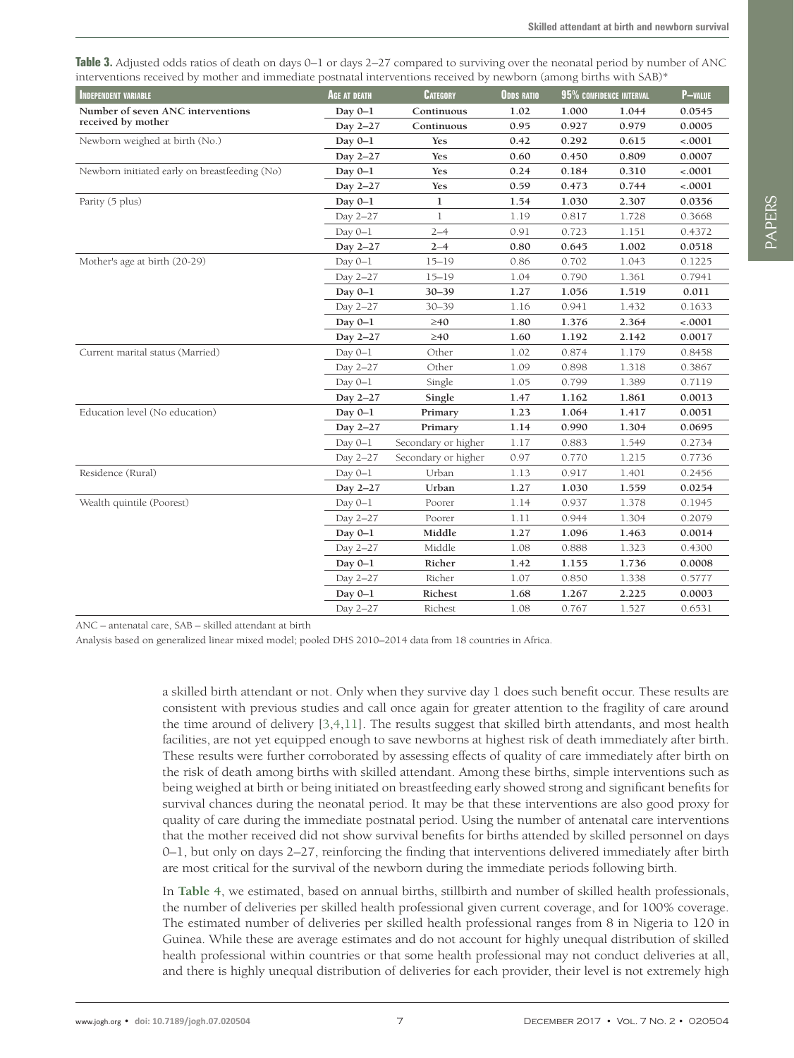**Table 3.** Adjusted odds ratios of death on days 0–1 or days 2–27 compared to surviving over the neonatal period by number of ANC interventions received by mother and immediate postnatal interventions received by newborn (among births with SAB)*

| Independent variable | Age at death | Category | Odds ratio | 95% confidence interval | | P-value |
|---|---|---|---|---|---|---|
| **Number of seven ANC interventions received by mother** | **Day 0–1** | **Continuous** | **1.02** | **1.000** | **1.044** | **0.0545** |
| | **Day 2–27** | **Continuous** | **0.95** | **0.927** | **0.979** | **0.0005** |
| Newborn weighed at birth (No.) | **Day 0–1** | **Yes** | **0.42** | **0.292** | **0.615** | **<.0001** |
| | **Day 2–27** | **Yes** | **0.60** | **0.450** | **0.809** | **0.0007** |
| Newborn initiated early on breastfeeding (No) | **Day 0–1** | **Yes** | **0.24** | **0.184** | **0.310** | **<.0001** |
| | **Day 2–27** | **Yes** | **0.59** | **0.473** | **0.744** | **<.0001** |
| Parity (5 plus) | **Day 0–1** | **1** | **1.54** | **1.030** | **2.307** | **0.0356** |
| | Day 2–27 | 1 | 1.19 | 0.817 | 1.728 | 0.3668 |
| | Day 0–1 | 2–4 | 0.91 | 0.723 | 1.151 | 0.4372 |
| | **Day 2–27** | **2–4** | **0.80** | **0.645** | **1.002** | **0.0518** |
| Mother's age at birth (20-29) | Day 0–1 | 15–19 | 0.86 | 0.702 | 1.043 | 0.1225 |
| | Day 2–27 | 15–19 | 1.04 | 0.790 | 1.361 | 0.7941 |
| | **Day 0–1** | **30–39** | **1.27** | **1.056** | **1.519** | **0.011** |
| | Day 2–27 | 30–39 | 1.16 | 0.941 | 1.432 | 0.1633 |
| | **Day 0–1** | **≥40** | **1.80** | **1.376** | **2.364** | **<.0001** |
| | **Day 2–27** | **≥40** | **1.60** | **1.192** | **2.142** | **0.0017** |
| Current marital status (Married) | Day 0–1 | Other | 1.02 | 0.874 | 1.179 | 0.8458 |
| | Day 2–27 | Other | 1.09 | 0.898 | 1.318 | 0.3867 |
| | Day 0–1 | Single | 1.05 | 0.799 | 1.389 | 0.7119 |
| | **Day 2–27** | **Single** | **1.47** | **1.162** | **1.861** | **0.0013** |
| Education level (No education) | **Day 0–1** | **Primary** | **1.23** | **1.064** | **1.417** | **0.0051** |
| | **Day 2–27** | **Primary** | **1.14** | **0.990** | **1.304** | **0.0695** |
| | Day 0–1 | Secondary or higher | 1.17 | 0.883 | 1.549 | 0.2734 |
| | Day 2–27 | Secondary or higher | 0.97 | 0.770 | 1.215 | 0.7736 |
| Residence (Rural) | Day 0–1 | Urban | 1.13 | 0.917 | 1.401 | 0.2456 |
| | **Day 2–27** | **Urban** | **1.27** | **1.030** | **1.559** | **0.0254** |
| Wealth quintile (Poorest) | Day 0–1 | Poorer | 1.14 | 0.937 | 1.378 | 0.1945 |
| | Day 2–27 | Poorer | 1.11 | 0.944 | 1.304 | 0.2079 |
| | **Day 0–1** | **Middle** | **1.27** | **1.096** | **1.463** | **0.0014** |
| | Day 2–27 | Middle | 1.08 | 0.888 | 1.323 | 0.4300 |
| | **Day 0–1** | **Richer** | **1.42** | **1.155** | **1.736** | **0.0008** |
| | Day 2–27 | Richer | 1.07 | 0.850 | 1.338 | 0.5777 |
| | **Day 0–1** | **Richest** | **1.68** | **1.267** | **2.225** | **0.0003** |
| | Day 2–27 | Richest | 1.08 | 0.767 | 1.527 | 0.6531 |

ANC – antenatal care, SAB – skilled attendant at birth

Analysis based on generalized linear mixed model; pooled DHS 2010–2014 data from 18 countries in Africa.

a skilled birth attendant or not. Only when they survive day 1 does such benefit occur. These results are consistent with previous studies and call once again for greater attention to the fragility of care around the time around of delivery [3,4,11]. The results suggest that skilled birth attendants, and most health facilities, are not yet equipped enough to save newborns at highest risk of death immediately after birth. These results were further corroborated by assessing effects of quality of care immediately after birth on the risk of death among births with skilled attendant. Among these births, simple interventions such as being weighed at birth or being initiated on breastfeeding early showed strong and significant benefits for survival chances during the neonatal period. It may be that these interventions are also good proxy for quality of care during the immediate postnatal period. Using the number of antenatal care interventions that the mother received did not show survival benefits for births attended by skilled personnel on days 0–1, but only on days 2–27, reinforcing the finding that interventions delivered immediately after birth are most critical for the survival of the newborn during the immediate periods following birth.

In **Table 4**, we estimated, based on annual births, stillbirth and number of skilled health professionals, the number of deliveries per skilled health professional given current coverage, and for 100% coverage. The estimated number of deliveries per skilled health professional ranges from 8 in Nigeria to 120 in Guinea. While these are average estimates and do not account for highly unequal distribution of skilled health professional within countries or that some health professional may not conduct deliveries at all, and there is highly unequal distribution of deliveries for each provider, their level is not extremely high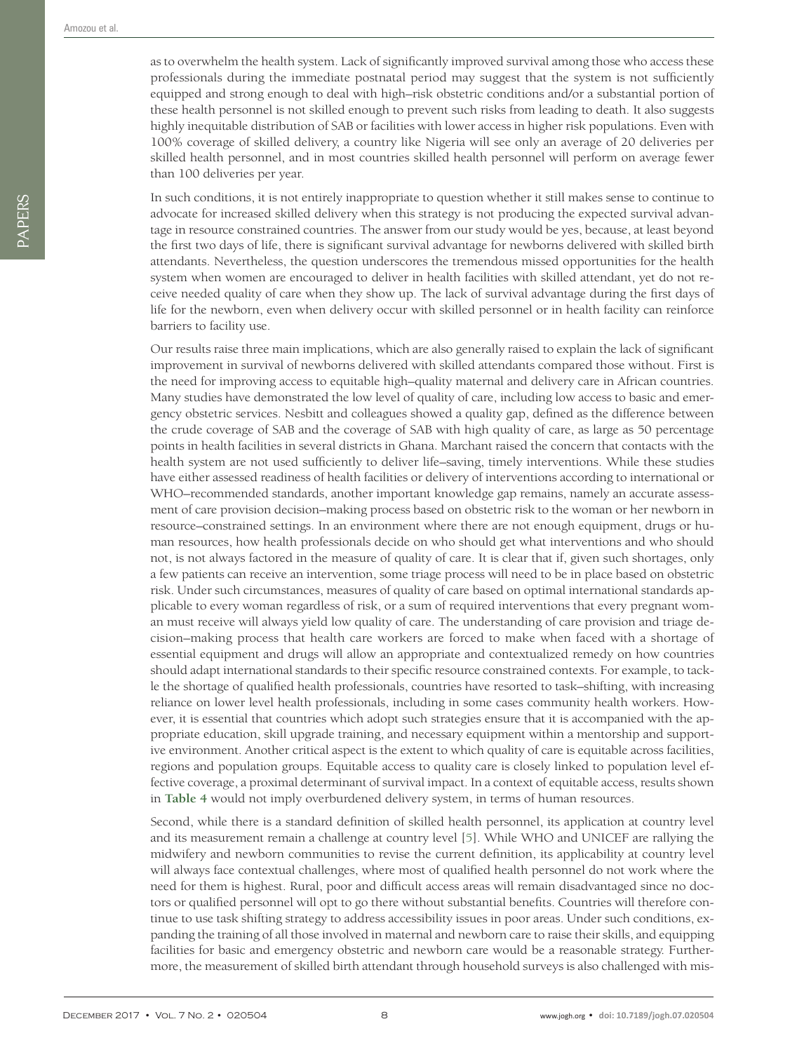as to overwhelm the health system. Lack of significantly improved survival among those who access these professionals during the immediate postnatal period may suggest that the system is not sufficiently equipped and strong enough to deal with high–risk obstetric conditions and/or a substantial portion of these health personnel is not skilled enough to prevent such risks from leading to death. It also suggests highly inequitable distribution of SAB or facilities with lower access in higher risk populations. Even with 100% coverage of skilled delivery, a country like Nigeria will see only an average of 20 deliveries per skilled health personnel, and in most countries skilled health personnel will perform on average fewer than 100 deliveries per year.

In such conditions, it is not entirely inappropriate to question whether it still makes sense to continue to advocate for increased skilled delivery when this strategy is not producing the expected survival advantage in resource constrained countries. The answer from our study would be yes, because, at least beyond the first two days of life, there is significant survival advantage for newborns delivered with skilled birth attendants. Nevertheless, the question underscores the tremendous missed opportunities for the health system when women are encouraged to deliver in health facilities with skilled attendant, yet do not receive needed quality of care when they show up. The lack of survival advantage during the first days of life for the newborn, even when delivery occur with skilled personnel or in health facility can reinforce barriers to facility use.

Our results raise three main implications, which are also generally raised to explain the lack of significant improvement in survival of newborns delivered with skilled attendants compared those without. First is the need for improving access to equitable high–quality maternal and delivery care in African countries. Many studies have demonstrated the low level of quality of care, including low access to basic and emergency obstetric services. Nesbitt and colleagues showed a quality gap, defined as the difference between the crude coverage of SAB and the coverage of SAB with high quality of care, as large as 50 percentage points in health facilities in several districts in Ghana. Marchant raised the concern that contacts with the health system are not used sufficiently to deliver life–saving, timely interventions. While these studies have either assessed readiness of health facilities or delivery of interventions according to international or WHO–recommended standards, another important knowledge gap remains, namely an accurate assessment of care provision decision–making process based on obstetric risk to the woman or her newborn in resource–constrained settings. In an environment where there are not enough equipment, drugs or human resources, how health professionals decide on who should get what interventions and who should not, is not always factored in the measure of quality of care. It is clear that if, given such shortages, only a few patients can receive an intervention, some triage process will need to be in place based on obstetric risk. Under such circumstances, measures of quality of care based on optimal international standards applicable to every woman regardless of risk, or a sum of required interventions that every pregnant woman must receive will always yield low quality of care. The understanding of care provision and triage decision–making process that health care workers are forced to make when faced with a shortage of essential equipment and drugs will allow an appropriate and contextualized remedy on how countries should adapt international standards to their specific resource constrained contexts. For example, to tackle the shortage of qualified health professionals, countries have resorted to task–shifting, with increasing reliance on lower level health professionals, including in some cases community health workers. However, it is essential that countries which adopt such strategies ensure that it is accompanied with the appropriate education, skill upgrade training, and necessary equipment within a mentorship and supportive environment. Another critical aspect is the extent to which quality of care is equitable across facilities, regions and population groups. Equitable access to quality care is closely linked to population level effective coverage, a proximal determinant of survival impact. In a context of equitable access, results shown in **Table 4** would not imply overburdened delivery system, in terms of human resources.

Second, while there is a standard definition of skilled health personnel, its application at country level and its measurement remain a challenge at country level [5]. While WHO and UNICEF are rallying the midwifery and newborn communities to revise the current definition, its applicability at country level will always face contextual challenges, where most of qualified health personnel do not work where the need for them is highest. Rural, poor and difficult access areas will remain disadvantaged since no doctors or qualified personnel will opt to go there without substantial benefits. Countries will therefore continue to use task shifting strategy to address accessibility issues in poor areas. Under such conditions, expanding the training of all those involved in maternal and newborn care to raise their skills, and equipping facilities for basic and emergency obstetric and newborn care would be a reasonable strategy. Furthermore, the measurement of skilled birth attendant through household surveys is also challenged with mis-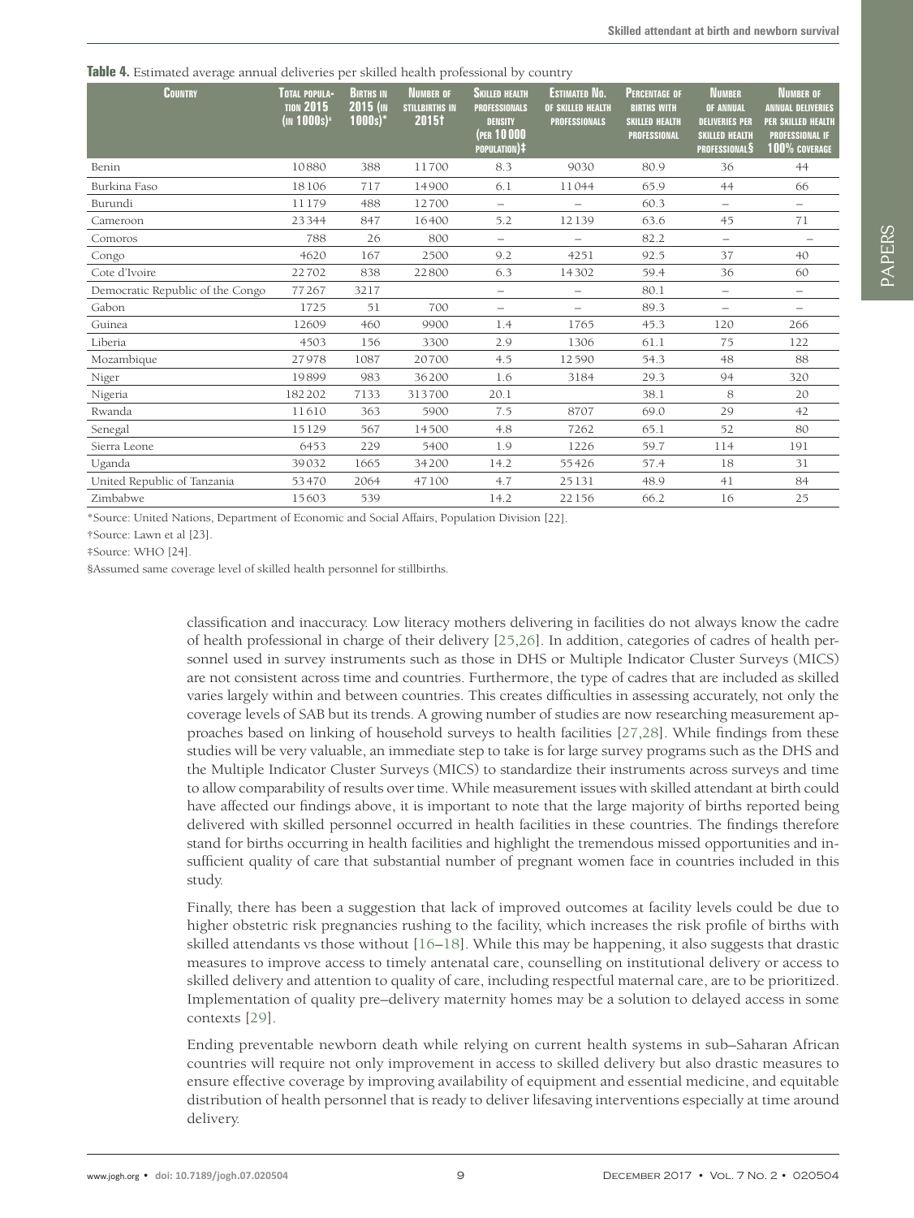**Table 4.** Estimated average annual deliveries per skilled health professional by country

| Country | Total population 2015 (in 1000s)* | Births in 2015 (in 1000s)* | Number of stillbirths in 2015† | Skilled health professionals density (per 10 000 population)‡ | Estimated No. of skilled health professionals | Percentage of births with skilled health professional | Number of annual deliveries per skilled health professional§ | Number of annual deliveries per skilled health professional if 100% coverage |
|---|---|---|---|---|---|---|---|---|
| Benin | 10880 | 388 | 11700 | 8.3 | 9030 | 80.9 | 36 | 44 |
| Burkina Faso | 18106 | 717 | 14900 | 6.1 | 11044 | 65.9 | 44 | 66 |
| Burundi | 11179 | 488 | 12700 | – | – | 60.3 | – | – |
| Cameroon | 23344 | 847 | 16400 | 5.2 | 12139 | 63.6 | 45 | 71 |
| Comoros | 788 | 26 | 800 | – | – | 82.2 | – | – |
| Congo | 4620 | 167 | 2500 | 9.2 | 4251 | 92.5 | 37 | 40 |
| Cote d'Ivoire | 22702 | 838 | 22800 | 6.3 | 14302 | 59.4 | 36 | 60 |
| Democratic Republic of the Congo | 77267 | 3217 | | – | – | 80.1 | – | – |
| Gabon | 1725 | 51 | 700 | – | – | 89.3 | – | – |
| Guinea | 12609 | 460 | 9900 | 1.4 | 1765 | 45.3 | 120 | 266 |
| Liberia | 4503 | 156 | 3300 | 2.9 | 1306 | 61.1 | 75 | 122 |
| Mozambique | 27978 | 1087 | 20700 | 4.5 | 12590 | 54.3 | 48 | 88 |
| Niger | 19899 | 983 | 36200 | 1.6 | 3184 | 29.3 | 94 | 320 |
| Nigeria | 182202 | 7133 | 313700 | 20.1 | | 38.1 | 8 | 20 |
| Rwanda | 11610 | 363 | 5900 | 7.5 | 8707 | 69.0 | 29 | 42 |
| Senegal | 15129 | 567 | 14500 | 4.8 | 7262 | 65.1 | 52 | 80 |
| Sierra Leone | 6453 | 229 | 5400 | 1.9 | 1226 | 59.7 | 114 | 191 |
| Uganda | 39032 | 1665 | 34200 | 14.2 | 55426 | 57.4 | 18 | 31 |
| United Republic of Tanzania | 53470 | 2064 | 47100 | 4.7 | 25131 | 48.9 | 41 | 84 |
| Zimbabwe | 15603 | 539 | | 14.2 | 22156 | 66.2 | 16 | 25 |

*Source: United Nations, Department of Economic and Social Affairs, Population Division [22].

†Source: Lawn et al [23].

‡Source: WHO [24].

§Assumed same coverage level of skilled health personnel for stillbirths.

classification and inaccuracy. Low literacy mothers delivering in facilities do not always know the cadre of health professional in charge of their delivery [25,26]. In addition, categories of cadres of health personnel used in survey instruments such as those in DHS or Multiple Indicator Cluster Surveys (MICS) are not consistent across time and countries. Furthermore, the type of cadres that are included as skilled varies largely within and between countries. This creates difficulties in assessing accurately, not only the coverage levels of SAB but its trends. A growing number of studies are now researching measurement approaches based on linking of household surveys to health facilities [27,28]. While findings from these studies will be very valuable, an immediate step to take is for large survey programs such as the DHS and the Multiple Indicator Cluster Surveys (MICS) to standardize their instruments across surveys and time to allow comparability of results over time. While measurement issues with skilled attendant at birth could have affected our findings above, it is important to note that the large majority of births reported being delivered with skilled personnel occurred in health facilities in these countries. The findings therefore stand for births occurring in health facilities and highlight the tremendous missed opportunities and insufficient quality of care that substantial number of pregnant women face in countries included in this study.

Finally, there has been a suggestion that lack of improved outcomes at facility levels could be due to higher obstetric risk pregnancies rushing to the facility, which increases the risk profile of births with skilled attendants vs those without [16–18]. While this may be happening, it also suggests that drastic measures to improve access to timely antenatal care, counselling on institutional delivery or access to skilled delivery and attention to quality of care, including respectful maternal care, are to be prioritized. Implementation of quality pre–delivery maternity homes may be a solution to delayed access in some contexts [29].

Ending preventable newborn death while relying on current health systems in sub–Saharan African countries will require not only improvement in access to skilled delivery but also drastic measures to ensure effective coverage by improving availability of equipment and essential medicine, and equitable distribution of health personnel that is ready to deliver lifesaving interventions especially at time around delivery.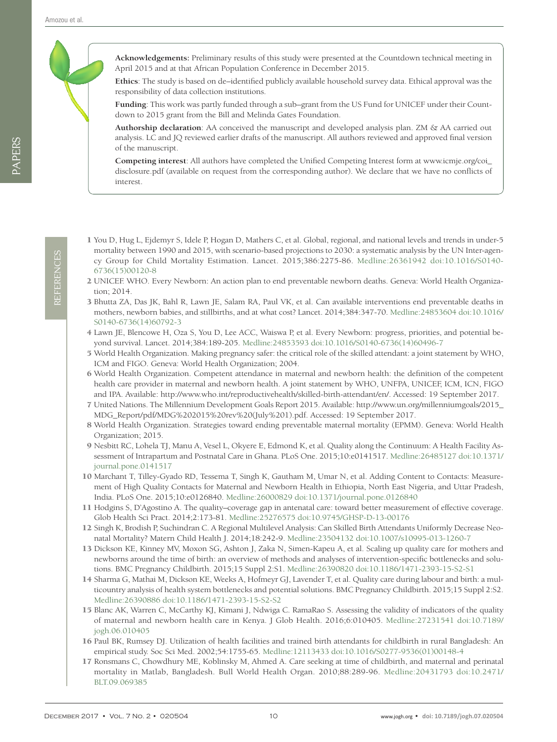**Acknowledgements:** Preliminary results of this study were presented at the Countdown technical meeting in April 2015 and at that African Population Conference in December 2015.

**Ethics**: The study is based on de–identified publicly available household survey data. Ethical approval was the responsibility of data collection institutions.

**Funding**: This work was partly funded through a sub–grant from the US Fund for UNICEF under their Countdown to 2015 grant from the Bill and Melinda Gates Foundation.

**Authorship declaration**: AA conceived the manuscript and developed analysis plan. ZM & AA carried out analysis. LC and JQ reviewed earlier drafts of the manuscript. All authors reviewed and approved final version of the manuscript.

**Competing interest**: All authors have completed the Unified Competing Interest form at www.icmje.org/coi_disclosure.pdf (available on request from the corresponding author). We declare that we have no conflicts of interest.

## REFERENCES

1 You D, Hug L, Ejdemyr S, Idele P, Hogan D, Mathers C, et al. Global, regional, and national levels and trends in under-5 mortality between 1990 and 2015, with scenario-based projections to 2030: a systematic analysis by the UN Inter-agency Group for Child Mortality Estimation. Lancet. 2015;386:2275-86. Medline:26361942 doi:10.1016/S0140-6736(15)00120-8

2 UNICEF. WHO. Every Newborn: An action plan to end preventable newborn deaths. Geneva: World Health Organization; 2014.

3 Bhutta ZA, Das JK, Bahl R, Lawn JE, Salam RA, Paul VK, et al. Can available interventions end preventable deaths in mothers, newborn babies, and stillbirths, and at what cost? Lancet. 2014;384:347-70. Medline:24853604 doi:10.1016/S0140-6736(14)60792-3

4 Lawn JE, Blencowe H, Oza S, You D, Lee ACC, Waiswa P, et al. Every Newborn: progress, priorities, and potential beyond survival. Lancet. 2014;384:189-205. Medline:24853593 doi:10.1016/S0140-6736(14)60496-7

5 World Health Organization. Making pregnancy safer: the critical role of the skilled attendant: a joint statement by WHO, ICM and FIGO. Geneva: World Health Organization; 2004.

6 World Health Organization. Competent attendance in maternal and newborn health: the definition of the competent health care provider in maternal and newborn health. A joint statement by WHO, UNFPA, UNICEF, ICM, ICN, FIGO and IPA. Available: http://www.who.int/reproductivehealth/skilled-birth-attendant/en/. Accessed: 19 September 2017.

7 United Nations. The Millennium Development Goals Report 2015. Available: http://www.un.org/millenniumgoals/2015_MDG_Report/pdf/MDG%202015%20rev%20(July%201).pdf. Accessed: 19 September 2017.

8 World Health Organization. Strategies toward ending preventable maternal mortality (EPMM). Geneva: World Health Organization; 2015.

9 Nesbitt RC, Lohela TJ, Manu A, Vesel L, Okyere E, Edmond K, et al. Quality along the Continuum: A Health Facility Assessment of Intrapartum and Postnatal Care in Ghana. PLoS One. 2015;10:e0141517. Medline:26485127 doi:10.1371/journal.pone.0141517

10 Marchant T, Tilley-Gyado RD, Tessema T, Singh K, Gautham M, Umar N, et al. Adding Content to Contacts: Measurement of High Quality Contacts for Maternal and Newborn Health in Ethiopia, North East Nigeria, and Uttar Pradesh, India. PLoS One. 2015;10:e0126840. Medline:26000829 doi:10.1371/journal.pone.0126840

11 Hodgins S, D'Agostino A. The quality–coverage gap in antenatal care: toward better measurement of effective coverage. Glob Health Sci Pract. 2014;2:173-81. Medline:25276575 doi:10.9745/GHSP-D-13-00176

12 Singh K, Brodish P, Suchindran C. A Regional Multilevel Analysis: Can Skilled Birth Attendants Uniformly Decrease Neonatal Mortality? Matern Child Health J. 2014;18:242-9. Medline:23504132 doi:10.1007/s10995-013-1260-7

13 Dickson KE, Kinney MV, Moxon SG, Ashton J, Zaka N, Simen-Kapeu A, et al. Scaling up quality care for mothers and newborns around the time of birth: an overview of methods and analyses of intervention-specific bottlenecks and solutions. BMC Pregnancy Childbirth. 2015;15 Suppl 2:S1. Medline:26390820 doi:10.1186/1471-2393-15-S2-S1

14 Sharma G, Mathai M, Dickson KE, Weeks A, Hofmeyr GJ, Lavender T, et al. Quality care during labour and birth: a multicountry analysis of health system bottlenecks and potential solutions. BMC Pregnancy Childbirth. 2015;15 Suppl 2:S2. Medline:26390886 doi:10.1186/1471-2393-15-S2-S2

15 Blanc AK, Warren C, McCarthy KJ, Kimani J, Ndwiga C. RamaRao S. Assessing the validity of indicators of the quality of maternal and newborn health care in Kenya. J Glob Health. 2016;6:010405. Medline:27231541 doi:10.7189/jogh.06.010405

16 Paul BK, Rumsey DJ. Utilization of health facilities and trained birth attendants for childbirth in rural Bangladesh: An empirical study. Soc Sci Med. 2002;54:1755-65. Medline:12113433 doi:10.1016/S0277-9536(01)00148-4

17 Ronsmans C, Chowdhury ME, Koblinsky M, Ahmed A. Care seeking at time of childbirth, and maternal and perinatal mortality in Matlab, Bangladesh. Bull World Health Organ. 2010;88:289-96. Medline:20431793 doi:10.2471/BLT.09.069385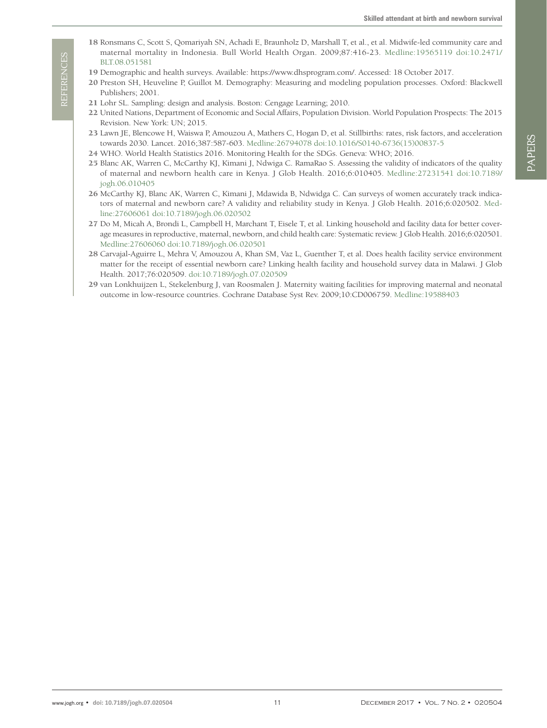18 Ronsmans C, Scott S, Qomariyah SN, Achadi E, Braunholz D, Marshall T, et al., et al. Midwife-led community care and maternal mortality in Indonesia. Bull World Health Organ. 2009;87:416-23. Medline:19565119 doi:10.2471/BLT.08.051581

19 Demographic and health surveys. Available: https://www.dhsprogram.com/. Accessed: 18 October 2017.

20 Preston SH, Heuveline P, Guillot M. Demography: Measuring and modeling population processes. Oxford: Blackwell Publishers; 2001.

21 Lohr SL. Sampling: design and analysis. Boston: Cengage Learning; 2010.

22 United Nations, Department of Economic and Social Affairs, Population Division. World Population Prospects: The 2015 Revision. New York: UN; 2015.

23 Lawn JE, Blencowe H, Waiswa P, Amouzou A, Mathers C, Hogan D, et al. Stillbirths: rates, risk factors, and acceleration towards 2030. Lancet. 2016;387:587-603. Medline:26794078 doi:10.1016/S0140-6736(15)00837-5

24 WHO. World Health Statistics 2016. Monitoring Health for the SDGs. Geneva: WHO; 2016.

25 Blanc AK, Warren C, McCarthy KJ, Kimani J, Ndwiga C. RamaRao S. Assessing the validity of indicators of the quality of maternal and newborn health care in Kenya. J Glob Health. 2016;6:010405. Medline:27231541 doi:10.7189/jogh.06.010405

26 McCarthy KJ, Blanc AK, Warren C, Kimani J, Mdawida B, Ndwidga C. Can surveys of women accurately track indicators of maternal and newborn care? A validity and reliability study in Kenya. J Glob Health. 2016;6:020502. Medline:27606061 doi:10.7189/jogh.06.020502

27 Do M, Micah A, Brondi L, Campbell H, Marchant T, Eisele T, et al. Linking household and facility data for better coverage measures in reproductive, maternal, newborn, and child health care: Systematic review. J Glob Health. 2016;6:020501. Medline:27606060 doi:10.7189/jogh.06.020501

28 Carvajal-Aguirre L, Mehra V, Amouzou A, Khan SM, Vaz L, Guenther T, et al. Does health facility service environment matter for the receipt of essential newborn care? Linking health facility and household survey data in Malawi. J Glob Health. 2017;76:020509. doi:10.7189/jogh.07.020509

29 van Lonkhuijzen L, Stekelenburg J, van Roosmalen J. Maternity waiting facilities for improving maternal and neonatal outcome in low-resource countries. Cochrane Database Syst Rev. 2009;10:CD006759. Medline:19588403